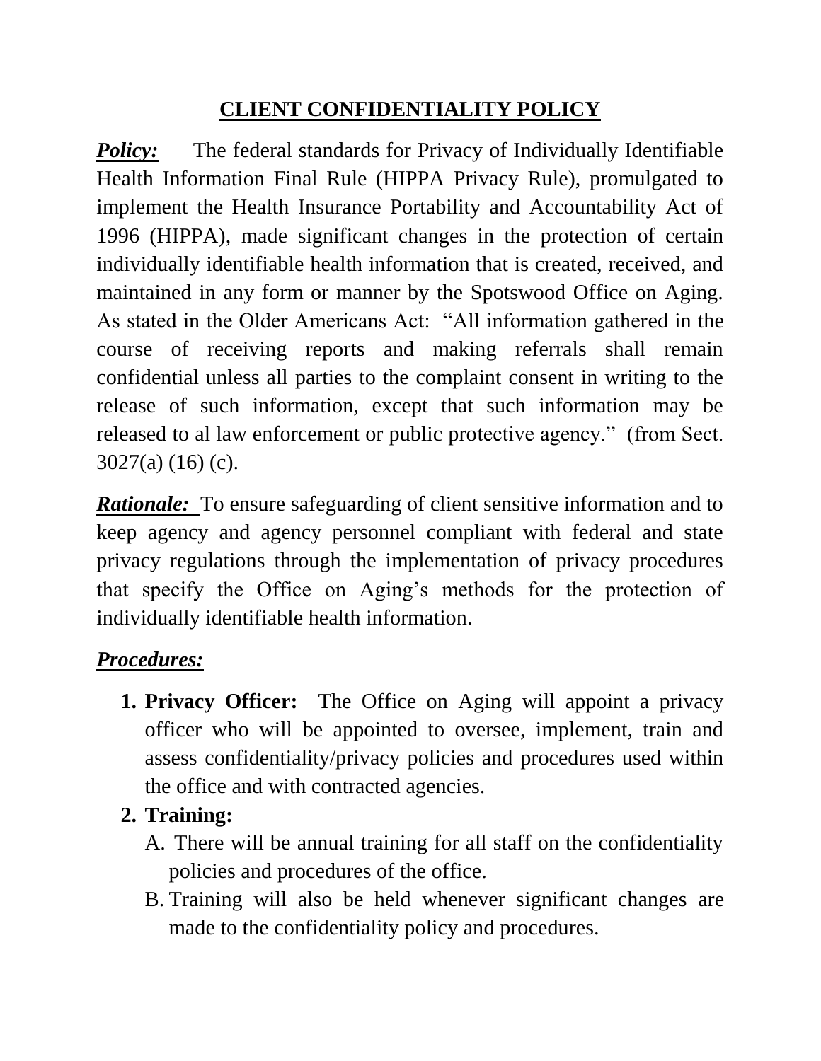# CLIENT CONFIDENTIALITY POLICY

***Policy:*** The federal standards for Privacy of Individually Identifiable Health Information Final Rule (HIPPA Privacy Rule), promulgated to implement the Health Insurance Portability and Accountability Act of 1996 (HIPPA), made significant changes in the protection of certain individually identifiable health information that is created, received, and maintained in any form or manner by the Spotswood Office on Aging. As stated in the Older Americans Act: "All information gathered in the course of receiving reports and making referrals shall remain confidential unless all parties to the complaint consent in writing to the release of such information, except that such information may be released to al law enforcement or public protective agency." (from Sect. 3027(a) (16) (c).

***Rationale:*** To ensure safeguarding of client sensitive information and to keep agency and agency personnel compliant with federal and state privacy regulations through the implementation of privacy procedures that specify the Office on Aging's methods for the protection of individually identifiable health information.

***Procedures:***

1. **Privacy Officer:** The Office on Aging will appoint a privacy officer who will be appointed to oversee, implement, train and assess confidentiality/privacy policies and procedures used within the office and with contracted agencies.
2. **Training:**
   A. There will be annual training for all staff on the confidentiality policies and procedures of the office.
   B. Training will also be held whenever significant changes are made to the confidentiality policy and procedures.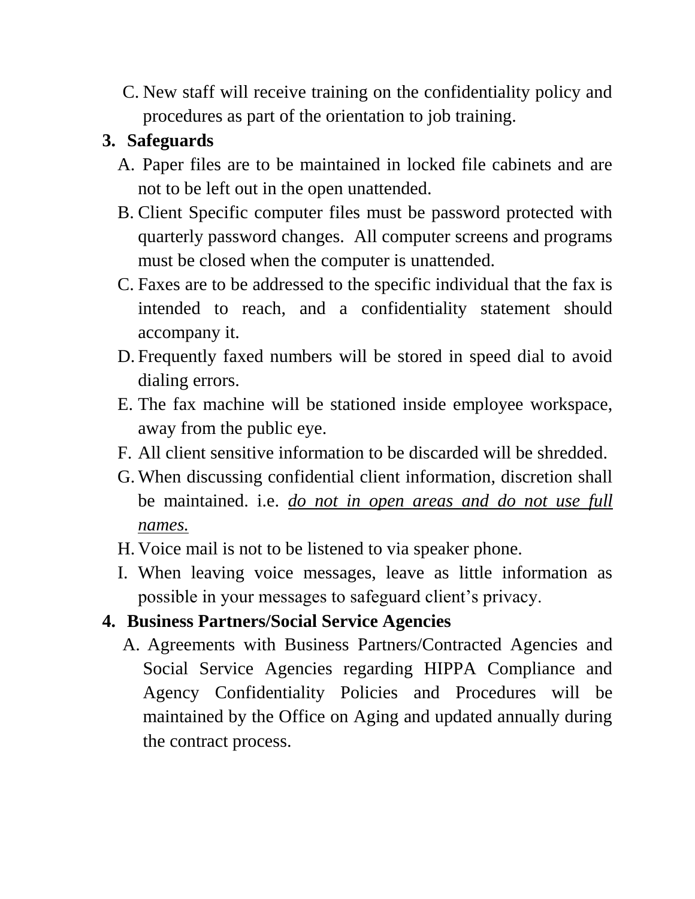C. New staff will receive training on the confidentiality policy and procedures as part of the orientation to job training.

**3. Safeguards**

A. Paper files are to be maintained in locked file cabinets and are not to be left out in the open unattended.

B. Client Specific computer files must be password protected with quarterly password changes. All computer screens and programs must be closed when the computer is unattended.

C. Faxes are to be addressed to the specific individual that the fax is intended to reach, and a confidentiality statement should accompany it.

D. Frequently faxed numbers will be stored in speed dial to avoid dialing errors.

E. The fax machine will be stationed inside employee workspace, away from the public eye.

F. All client sensitive information to be discarded will be shredded.

G. When discussing confidential client information, discretion shall be maintained. i.e. <u>*do not in open areas and do not use full names.*</u>

H. Voice mail is not to be listened to via speaker phone.

I. When leaving voice messages, leave as little information as possible in your messages to safeguard client's privacy.

**4. Business Partners/Social Service Agencies**

A. Agreements with Business Partners/Contracted Agencies and Social Service Agencies regarding HIPPA Compliance and Agency Confidentiality Policies and Procedures will be maintained by the Office on Aging and updated annually during the contract process.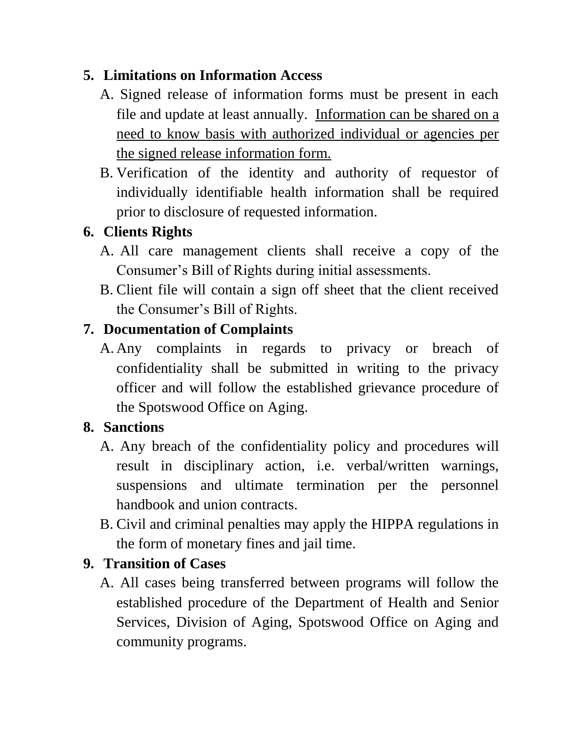5. **Limitations on Information Access**
   A. Signed release of information forms must be present in each file and update at least annually. <u>Information can be shared on a need to know basis with authorized individual or agencies per the signed release information form.</u>
   B. Verification of the identity and authority of requestor of individually identifiable health information shall be required prior to disclosure of requested information.

6. **Clients Rights**
   A. All care management clients shall receive a copy of the Consumer's Bill of Rights during initial assessments.
   B. Client file will contain a sign off sheet that the client received the Consumer's Bill of Rights.

7. **Documentation of Complaints**
   A. Any complaints in regards to privacy or breach of confidentiality shall be submitted in writing to the privacy officer and will follow the established grievance procedure of the Spotswood Office on Aging.

8. **Sanctions**
   A. Any breach of the confidentiality policy and procedures will result in disciplinary action, i.e. verbal/written warnings, suspensions and ultimate termination per the personnel handbook and union contracts.
   B. Civil and criminal penalties may apply the HIPPA regulations in the form of monetary fines and jail time.

9. **Transition of Cases**
   A. All cases being transferred between programs will follow the established procedure of the Department of Health and Senior Services, Division of Aging, Spotswood Office on Aging and community programs.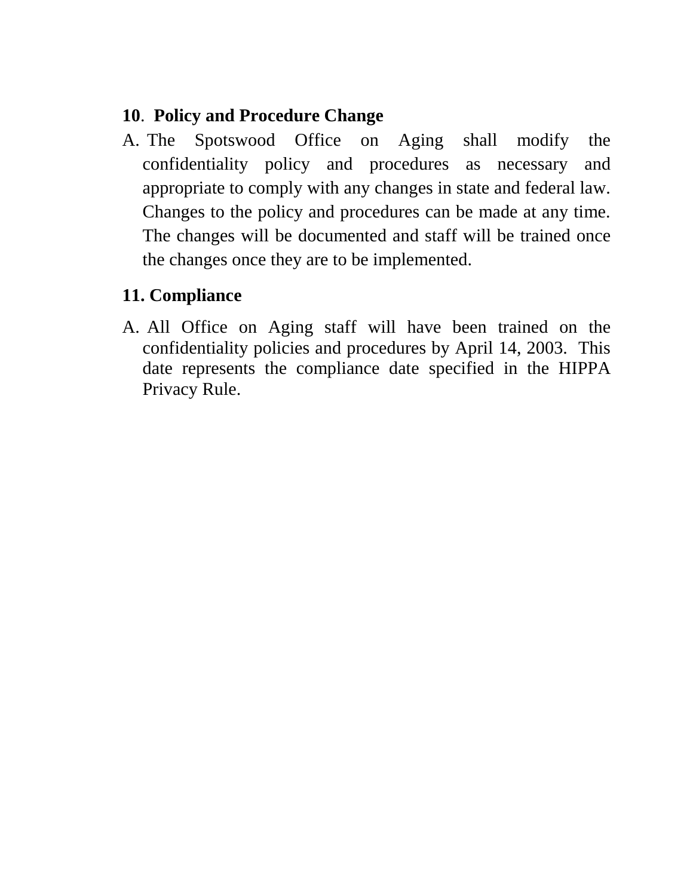**10. Policy and Procedure Change**

A. The Spotswood Office on Aging shall modify the confidentiality policy and procedures as necessary and appropriate to comply with any changes in state and federal law. Changes to the policy and procedures can be made at any time. The changes will be documented and staff will be trained once the changes once they are to be implemented.

**11. Compliance**

A. All Office on Aging staff will have been trained on the confidentiality policies and procedures by April 14, 2003. This date represents the compliance date specified in the HIPPA Privacy Rule.